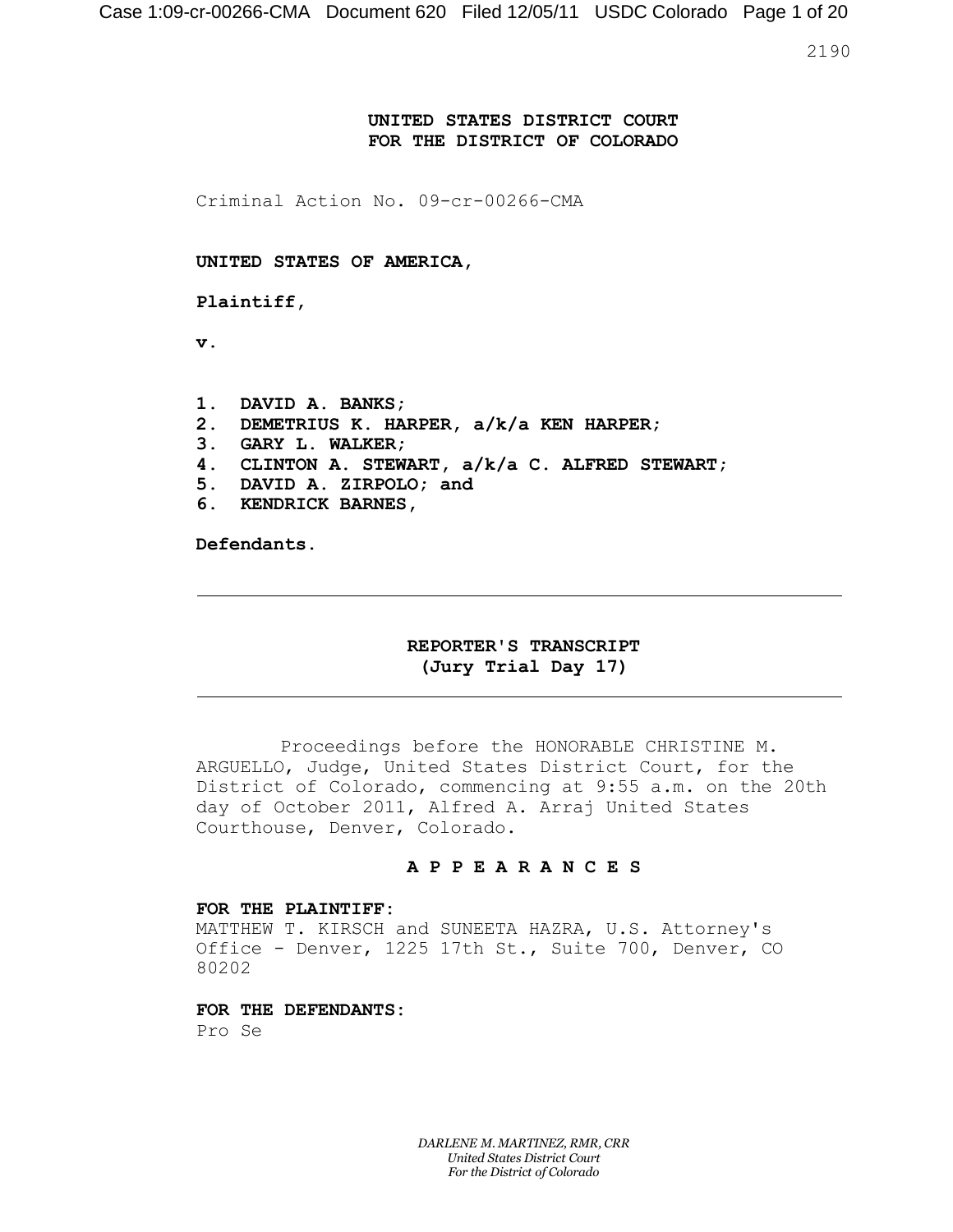**UNITED STATES DISTRICT COURT**
**FOR THE DISTRICT OF COLORADO**

Criminal Action No. 09-cr-00266-CMA

**UNITED STATES OF AMERICA,**

**Plaintiff,**

**v.**

1. **DAVID A. BANKS;**
2. **DEMETRIUS K. HARPER, a/k/a KEN HARPER;**
3. **GARY L. WALKER;**
4. **CLINTON A. STEWART, a/k/a C. ALFRED STEWART;**
5. **DAVID A. ZIRPOLO; and**
6. **KENDRICK BARNES,**

**Defendants.**

---

**REPORTER'S TRANSCRIPT**
**(Jury Trial Day 17)**

---

Proceedings before the HONORABLE CHRISTINE M. ARGUELLO, Judge, United States District Court, for the District of Colorado, commencing at 9:55 a.m. on the 20th day of October 2011, Alfred A. Arraj United States Courthouse, Denver, Colorado.

**A P P E A R A N C E S**

**FOR THE PLAINTIFF:**
MATTHEW T. KIRSCH and SUNEETA HAZRA, U.S. Attorney's Office - Denver, 1225 17th St., Suite 700, Denver, CO 80202

**FOR THE DEFENDANTS:**
Pro Se

*DARLENE M. MARTINEZ, RMR, CRR*
*United States District Court*
*For the District of Colorado*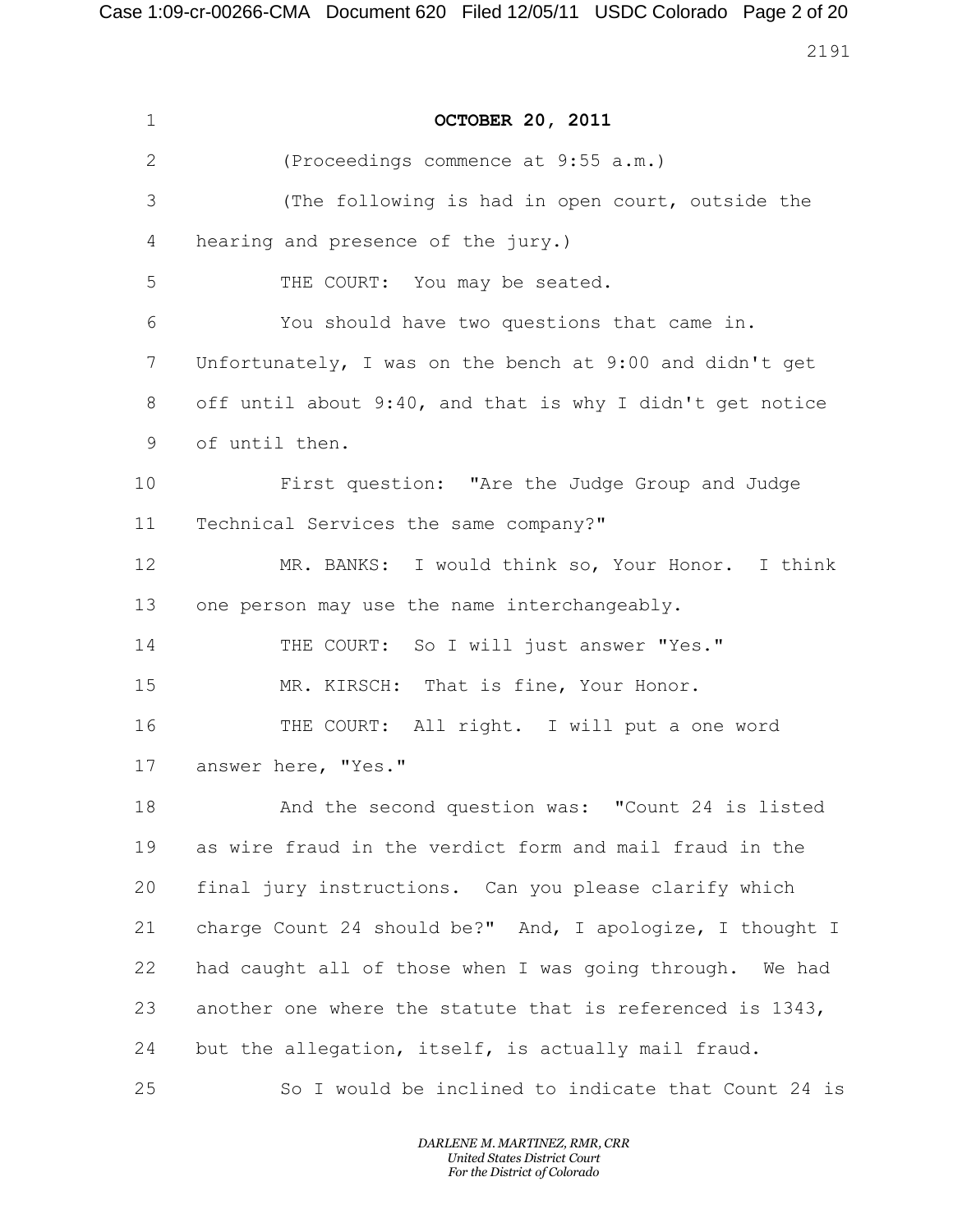**OCTOBER 20, 2011**

(Proceedings commence at 9:55 a.m.)

(The following is had in open court, outside the hearing and presence of the jury.)

THE COURT: You may be seated.

You should have two questions that came in. Unfortunately, I was on the bench at 9:00 and didn't get off until about 9:40, and that is why I didn't get notice of until then.

First question: "Are the Judge Group and Judge Technical Services the same company?"

MR. BANKS: I would think so, Your Honor. I think one person may use the name interchangeably.

THE COURT: So I will just answer "Yes."

MR. KIRSCH: That is fine, Your Honor.

THE COURT: All right. I will put a one word answer here, "Yes."

And the second question was: "Count 24 is listed as wire fraud in the verdict form and mail fraud in the final jury instructions. Can you please clarify which charge Count 24 should be?" And, I apologize, I thought I had caught all of those when I was going through. We had another one where the statute that is referenced is 1343, but the allegation, itself, is actually mail fraud.

So I would be inclined to indicate that Count 24 is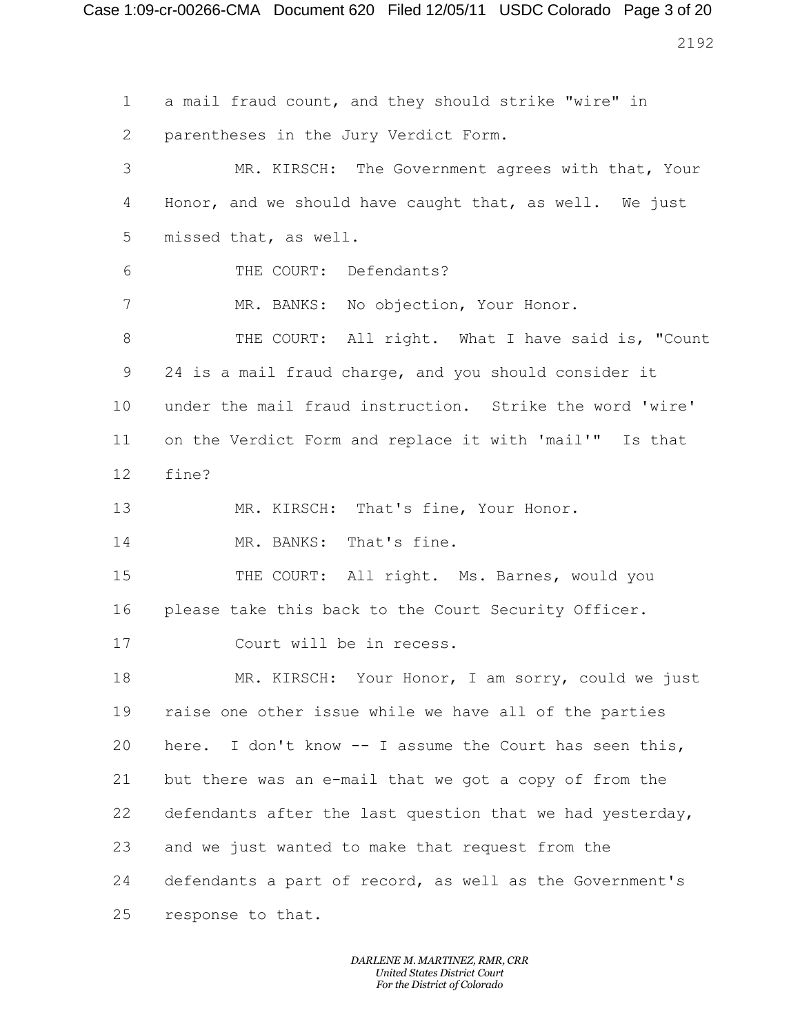1 a mail fraud count, and they should strike "wire" in

2 parentheses in the Jury Verdict Form.

3 MR. KIRSCH: The Government agrees with that, Your

4 Honor, and we should have caught that, as well. We just

5 missed that, as well.

6 THE COURT: Defendants?

7 MR. BANKS: No objection, Your Honor.

8 THE COURT: All right. What I have said is, "Count

9 24 is a mail fraud charge, and you should consider it

10 under the mail fraud instruction. Strike the word 'wire'

11 on the Verdict Form and replace it with 'mail'" Is that

12 fine?

13 MR. KIRSCH: That's fine, Your Honor.

14 MR. BANKS: That's fine.

15 THE COURT: All right. Ms. Barnes, would you

16 please take this back to the Court Security Officer.

17 Court will be in recess.

18 MR. KIRSCH: Your Honor, I am sorry, could we just

19 raise one other issue while we have all of the parties

20 here. I don't know -- I assume the Court has seen this,

21 but there was an e-mail that we got a copy of from the

22 defendants after the last question that we had yesterday,

23 and we just wanted to make that request from the

24 defendants a part of record, as well as the Government's

25 response to that.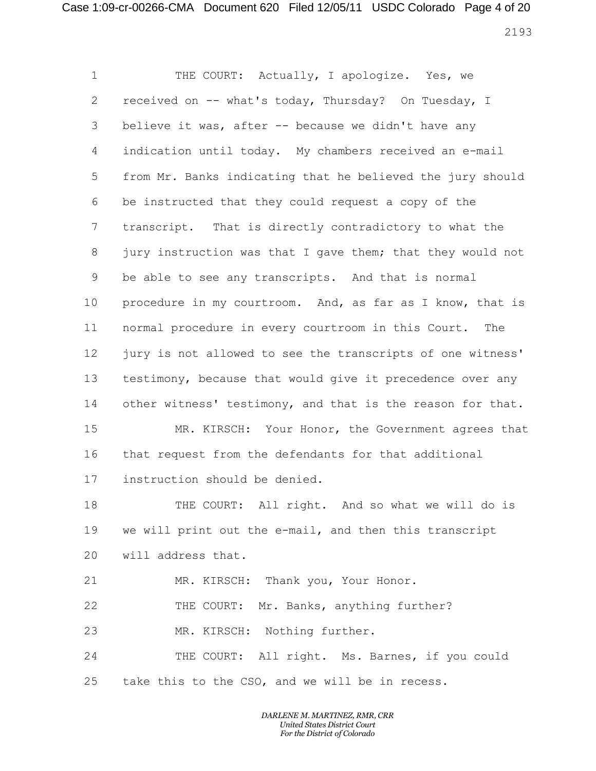THE COURT: Actually, I apologize. Yes, we received on -- what's today, Thursday? On Tuesday, I believe it was, after -- because we didn't have any indication until today. My chambers received an e-mail from Mr. Banks indicating that he believed the jury should be instructed that they could request a copy of the transcript. That is directly contradictory to what the jury instruction was that I gave them; that they would not be able to see any transcripts. And that is normal procedure in my courtroom. And, as far as I know, that is normal procedure in every courtroom in this Court. The jury is not allowed to see the transcripts of one witness' testimony, because that would give it precedence over any other witness' testimony, and that is the reason for that.

MR. KIRSCH: Your Honor, the Government agrees that that request from the defendants for that additional instruction should be denied.

THE COURT: All right. And so what we will do is we will print out the e-mail, and then this transcript will address that.

MR. KIRSCH: Thank you, Your Honor.

THE COURT: Mr. Banks, anything further?

MR. KIRSCH: Nothing further.

THE COURT: All right. Ms. Barnes, if you could take this to the CSO, and we will be in recess.

*DARLENE M. MARTINEZ, RMR, CRR*
*United States District Court*
*For the District of Colorado*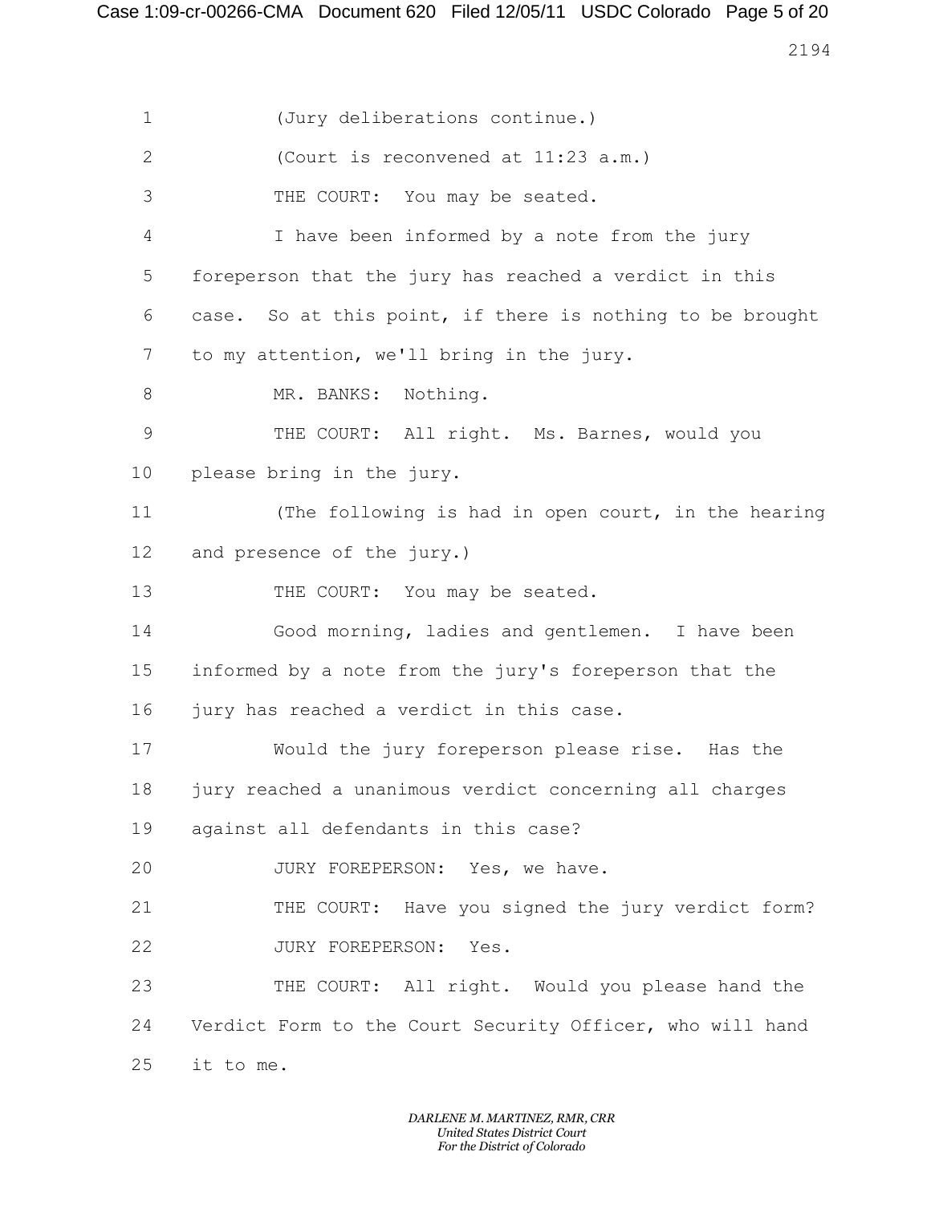(Jury deliberations continue.)

(Court is reconvened at 11:23 a.m.)

THE COURT: You may be seated.

I have been informed by a note from the jury foreperson that the jury has reached a verdict in this case. So at this point, if there is nothing to be brought to my attention, we'll bring in the jury.

MR. BANKS: Nothing.

THE COURT: All right. Ms. Barnes, would you please bring in the jury.

(The following is had in open court, in the hearing and presence of the jury.)

THE COURT: You may be seated.

Good morning, ladies and gentlemen. I have been informed by a note from the jury's foreperson that the jury has reached a verdict in this case.

Would the jury foreperson please rise. Has the jury reached a unanimous verdict concerning all charges against all defendants in this case?

JURY FOREPERSON: Yes, we have.

THE COURT: Have you signed the jury verdict form?

JURY FOREPERSON: Yes.

THE COURT: All right. Would you please hand the Verdict Form to the Court Security Officer, who will hand it to me.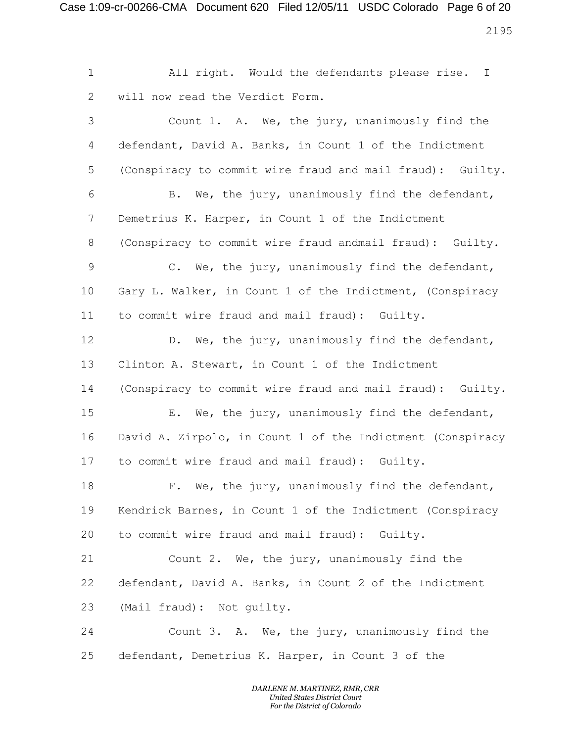All right. Would the defendants please rise. I will now read the Verdict Form.

Count 1. A. We, the jury, unanimously find the defendant, David A. Banks, in Count 1 of the Indictment (Conspiracy to commit wire fraud and mail fraud): Guilty.

B. We, the jury, unanimously find the defendant, Demetrius K. Harper, in Count 1 of the Indictment (Conspiracy to commit wire fraud andmail fraud): Guilty.

C. We, the jury, unanimously find the defendant, Gary L. Walker, in Count 1 of the Indictment, (Conspiracy to commit wire fraud and mail fraud): Guilty.

D. We, the jury, unanimously find the defendant, Clinton A. Stewart, in Count 1 of the Indictment (Conspiracy to commit wire fraud and mail fraud): Guilty.

E. We, the jury, unanimously find the defendant, David A. Zirpolo, in Count 1 of the Indictment (Conspiracy to commit wire fraud and mail fraud): Guilty.

F. We, the jury, unanimously find the defendant, Kendrick Barnes, in Count 1 of the Indictment (Conspiracy to commit wire fraud and mail fraud): Guilty.

Count 2. We, the jury, unanimously find the defendant, David A. Banks, in Count 2 of the Indictment (Mail fraud): Not guilty.

Count 3. A. We, the jury, unanimously find the defendant, Demetrius K. Harper, in Count 3 of the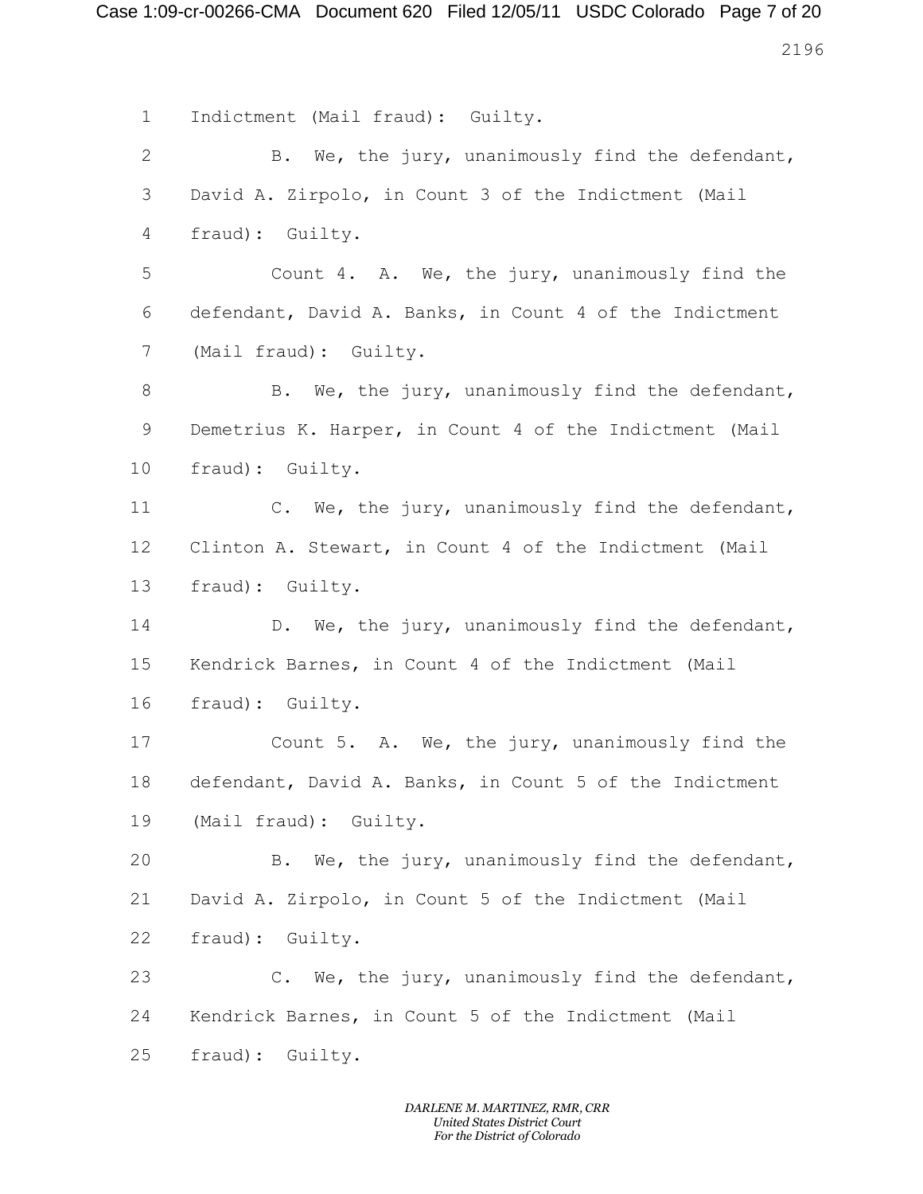Indictment (Mail fraud): Guilty.

B. We, the jury, unanimously find the defendant, David A. Zirpolo, in Count 3 of the Indictment (Mail fraud): Guilty.

Count 4. A. We, the jury, unanimously find the defendant, David A. Banks, in Count 4 of the Indictment (Mail fraud): Guilty.

B. We, the jury, unanimously find the defendant, Demetrius K. Harper, in Count 4 of the Indictment (Mail fraud): Guilty.

C. We, the jury, unanimously find the defendant, Clinton A. Stewart, in Count 4 of the Indictment (Mail fraud): Guilty.

D. We, the jury, unanimously find the defendant, Kendrick Barnes, in Count 4 of the Indictment (Mail fraud): Guilty.

Count 5. A. We, the jury, unanimously find the defendant, David A. Banks, in Count 5 of the Indictment (Mail fraud): Guilty.

B. We, the jury, unanimously find the defendant, David A. Zirpolo, in Count 5 of the Indictment (Mail fraud): Guilty.

C. We, the jury, unanimously find the defendant, Kendrick Barnes, in Count 5 of the Indictment (Mail fraud): Guilty.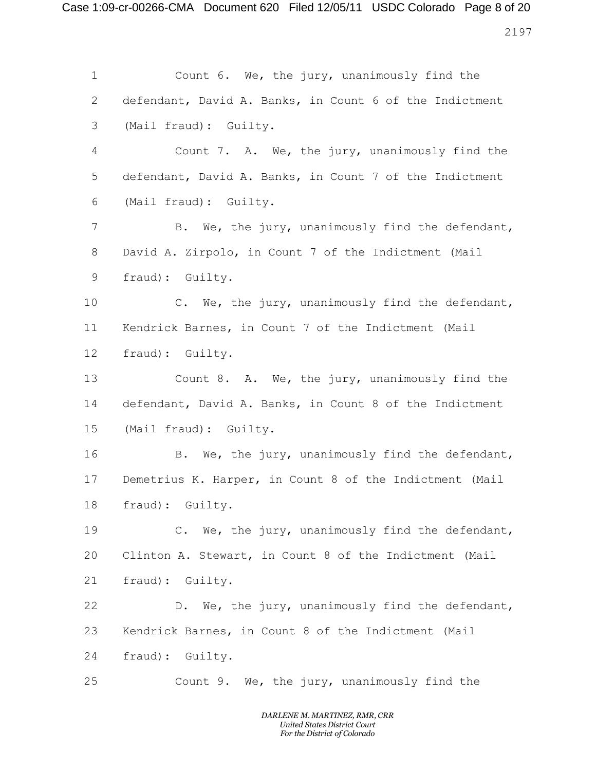Count 6. We, the jury, unanimously find the defendant, David A. Banks, in Count 6 of the Indictment (Mail fraud): Guilty.

Count 7. A. We, the jury, unanimously find the defendant, David A. Banks, in Count 7 of the Indictment (Mail fraud): Guilty.

B. We, the jury, unanimously find the defendant, David A. Zirpolo, in Count 7 of the Indictment (Mail fraud): Guilty.

C. We, the jury, unanimously find the defendant, Kendrick Barnes, in Count 7 of the Indictment (Mail fraud): Guilty.

Count 8. A. We, the jury, unanimously find the defendant, David A. Banks, in Count 8 of the Indictment (Mail fraud): Guilty.

B. We, the jury, unanimously find the defendant, Demetrius K. Harper, in Count 8 of the Indictment (Mail fraud): Guilty.

C. We, the jury, unanimously find the defendant, Clinton A. Stewart, in Count 8 of the Indictment (Mail fraud): Guilty.

D. We, the jury, unanimously find the defendant, Kendrick Barnes, in Count 8 of the Indictment (Mail fraud): Guilty.

Count 9. We, the jury, unanimously find the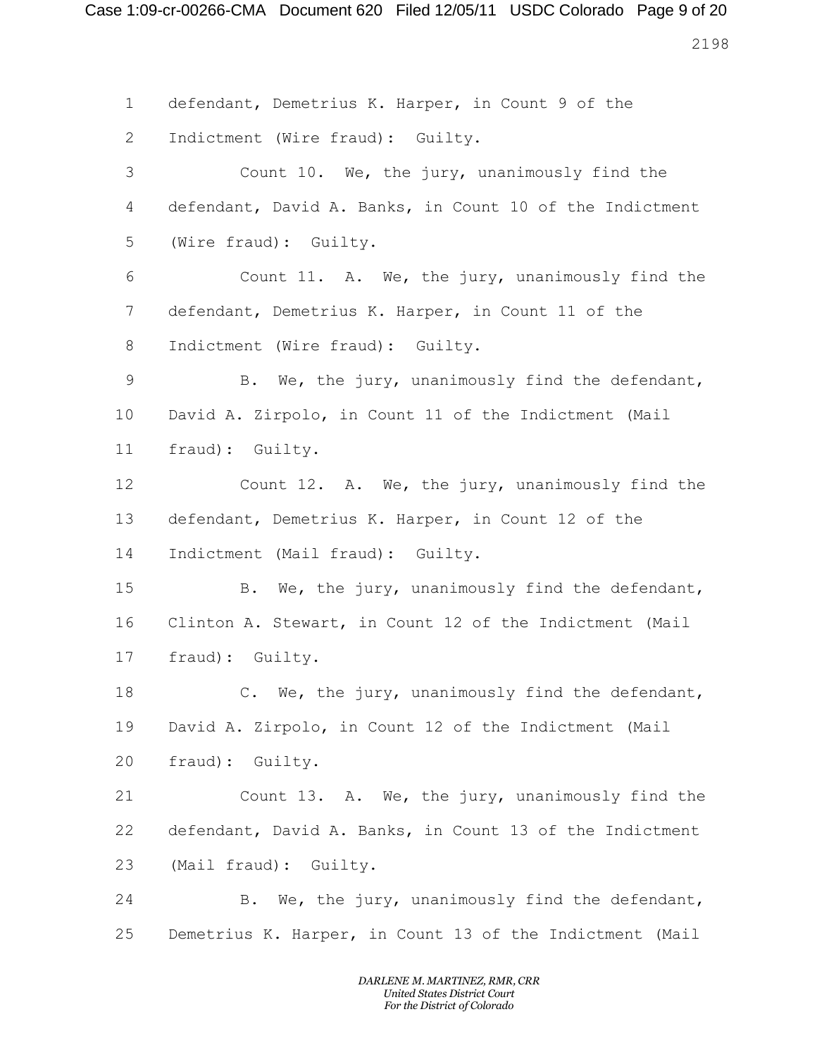defendant, Demetrius K. Harper, in Count 9 of the Indictment (Wire fraud): Guilty.

Count 10. We, the jury, unanimously find the defendant, David A. Banks, in Count 10 of the Indictment (Wire fraud): Guilty.

Count 11. A. We, the jury, unanimously find the defendant, Demetrius K. Harper, in Count 11 of the Indictment (Wire fraud): Guilty.

B. We, the jury, unanimously find the defendant, David A. Zirpolo, in Count 11 of the Indictment (Mail fraud): Guilty.

Count 12. A. We, the jury, unanimously find the defendant, Demetrius K. Harper, in Count 12 of the Indictment (Mail fraud): Guilty.

B. We, the jury, unanimously find the defendant, Clinton A. Stewart, in Count 12 of the Indictment (Mail fraud): Guilty.

C. We, the jury, unanimously find the defendant, David A. Zirpolo, in Count 12 of the Indictment (Mail fraud): Guilty.

Count 13. A. We, the jury, unanimously find the defendant, David A. Banks, in Count 13 of the Indictment (Mail fraud): Guilty.

B. We, the jury, unanimously find the defendant, Demetrius K. Harper, in Count 13 of the Indictment (Mail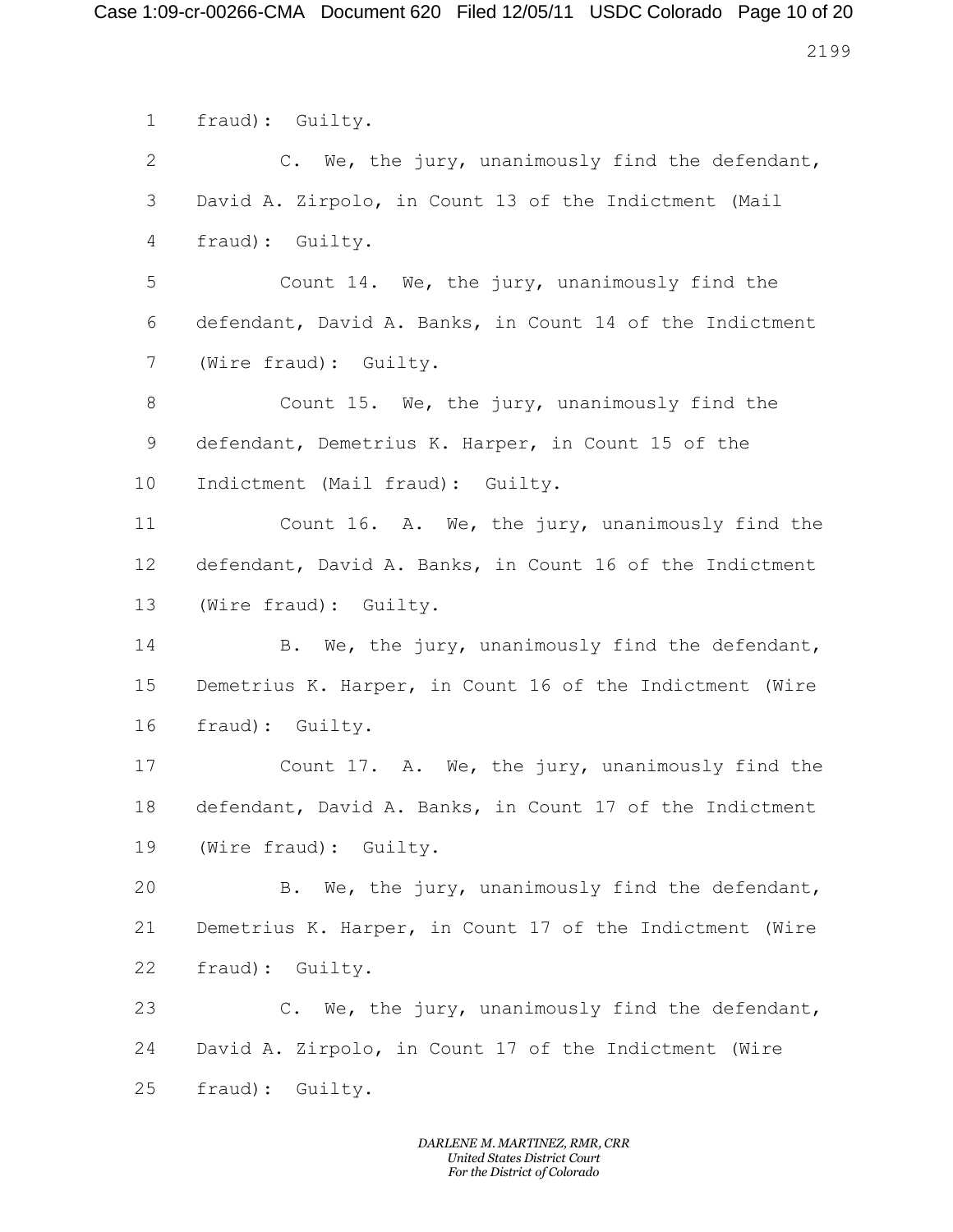fraud): Guilty.

C. We, the jury, unanimously find the defendant, David A. Zirpolo, in Count 13 of the Indictment (Mail fraud): Guilty.

Count 14. We, the jury, unanimously find the defendant, David A. Banks, in Count 14 of the Indictment (Wire fraud): Guilty.

Count 15. We, the jury, unanimously find the defendant, Demetrius K. Harper, in Count 15 of the Indictment (Mail fraud): Guilty.

Count 16. A. We, the jury, unanimously find the defendant, David A. Banks, in Count 16 of the Indictment (Wire fraud): Guilty.

B. We, the jury, unanimously find the defendant, Demetrius K. Harper, in Count 16 of the Indictment (Wire fraud): Guilty.

Count 17. A. We, the jury, unanimously find the defendant, David A. Banks, in Count 17 of the Indictment (Wire fraud): Guilty.

B. We, the jury, unanimously find the defendant, Demetrius K. Harper, in Count 17 of the Indictment (Wire fraud): Guilty.

C. We, the jury, unanimously find the defendant, David A. Zirpolo, in Count 17 of the Indictment (Wire fraud): Guilty.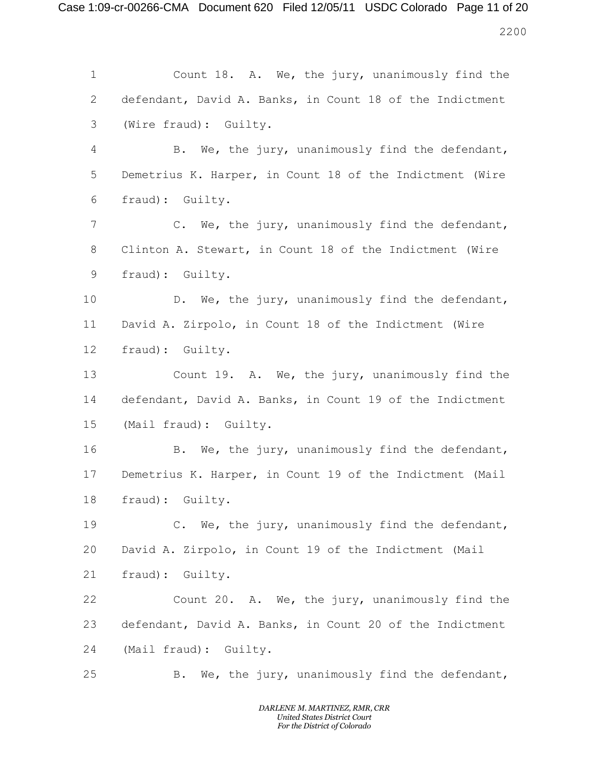Count 18. A. We, the jury, unanimously find the defendant, David A. Banks, in Count 18 of the Indictment (Wire fraud): Guilty.

B. We, the jury, unanimously find the defendant, Demetrius K. Harper, in Count 18 of the Indictment (Wire fraud): Guilty.

C. We, the jury, unanimously find the defendant, Clinton A. Stewart, in Count 18 of the Indictment (Wire fraud): Guilty.

D. We, the jury, unanimously find the defendant, David A. Zirpolo, in Count 18 of the Indictment (Wire fraud): Guilty.

Count 19. A. We, the jury, unanimously find the defendant, David A. Banks, in Count 19 of the Indictment (Mail fraud): Guilty.

B. We, the jury, unanimously find the defendant, Demetrius K. Harper, in Count 19 of the Indictment (Mail fraud): Guilty.

C. We, the jury, unanimously find the defendant, David A. Zirpolo, in Count 19 of the Indictment (Mail fraud): Guilty.

Count 20. A. We, the jury, unanimously find the defendant, David A. Banks, in Count 20 of the Indictment (Mail fraud): Guilty.

B. We, the jury, unanimously find the defendant,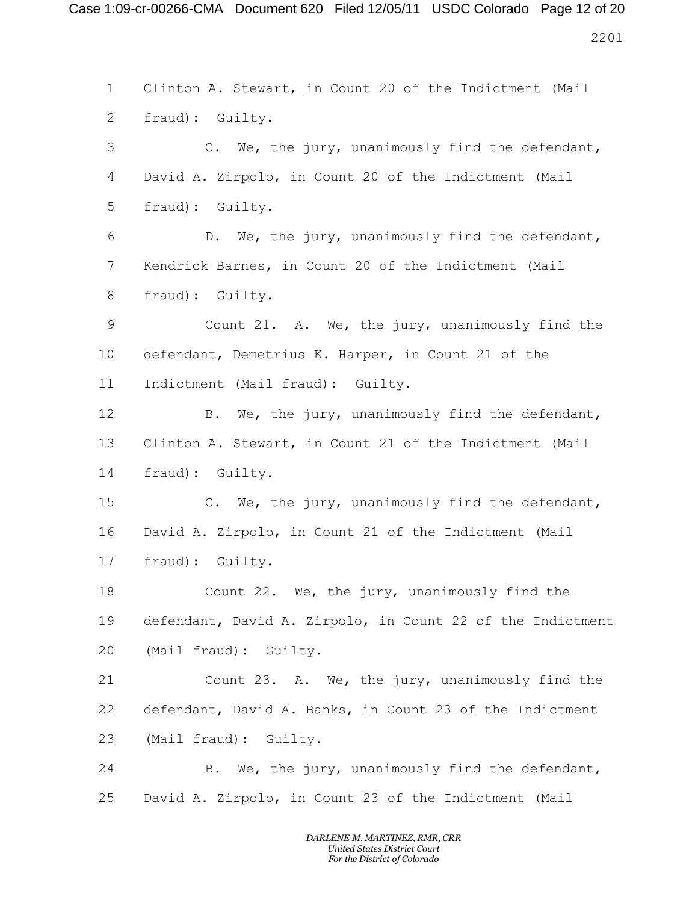Clinton A. Stewart, in Count 20 of the Indictment (Mail fraud): Guilty.

C. We, the jury, unanimously find the defendant, David A. Zirpolo, in Count 20 of the Indictment (Mail fraud): Guilty.

D. We, the jury, unanimously find the defendant, Kendrick Barnes, in Count 20 of the Indictment (Mail fraud): Guilty.

Count 21. A. We, the jury, unanimously find the defendant, Demetrius K. Harper, in Count 21 of the Indictment (Mail fraud): Guilty.

B. We, the jury, unanimously find the defendant, Clinton A. Stewart, in Count 21 of the Indictment (Mail fraud): Guilty.

C. We, the jury, unanimously find the defendant, David A. Zirpolo, in Count 21 of the Indictment (Mail fraud): Guilty.

Count 22. We, the jury, unanimously find the defendant, David A. Zirpolo, in Count 22 of the Indictment (Mail fraud): Guilty.

Count 23. A. We, the jury, unanimously find the defendant, David A. Banks, in Count 23 of the Indictment (Mail fraud): Guilty.

B. We, the jury, unanimously find the defendant, David A. Zirpolo, in Count 23 of the Indictment (Mail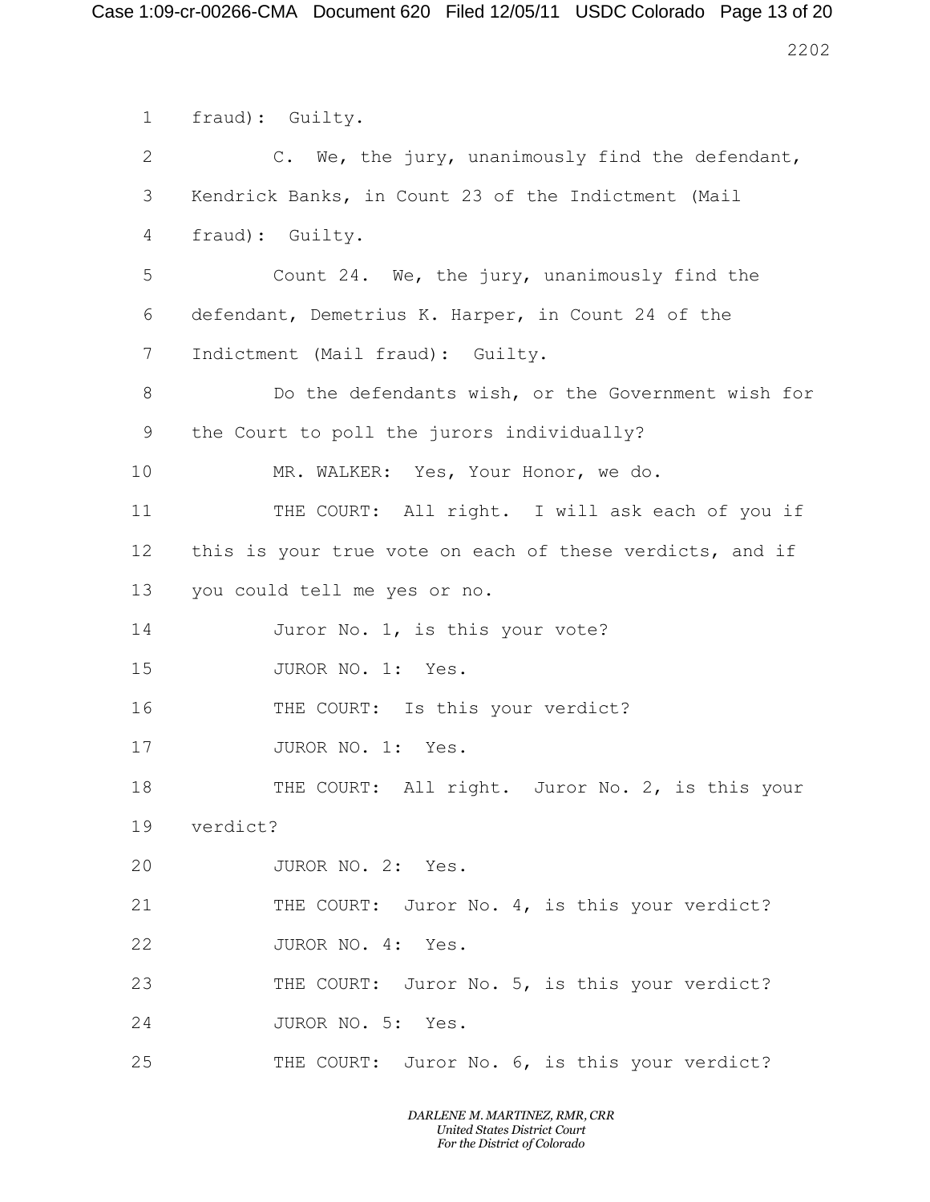1 fraud): Guilty.

2 C. We, the jury, unanimously find the defendant,

3 Kendrick Banks, in Count 23 of the Indictment (Mail

4 fraud): Guilty.

5 Count 24. We, the jury, unanimously find the

6 defendant, Demetrius K. Harper, in Count 24 of the

7 Indictment (Mail fraud): Guilty.

8 Do the defendants wish, or the Government wish for

9 the Court to poll the jurors individually?

10 MR. WALKER: Yes, Your Honor, we do.

11 THE COURT: All right. I will ask each of you if

12 this is your true vote on each of these verdicts, and if

13 you could tell me yes or no.

14 Juror No. 1, is this your vote?

15 JUROR NO. 1: Yes.

16 THE COURT: Is this your verdict?

17 JUROR NO. 1: Yes.

18 THE COURT: All right. Juror No. 2, is this your

19 verdict?

20 JUROR NO. 2: Yes.

21 THE COURT: Juror No. 4, is this your verdict?

22 JUROR NO. 4: Yes.

23 THE COURT: Juror No. 5, is this your verdict?

24 JUROR NO. 5: Yes.

25 THE COURT: Juror No. 6, is this your verdict?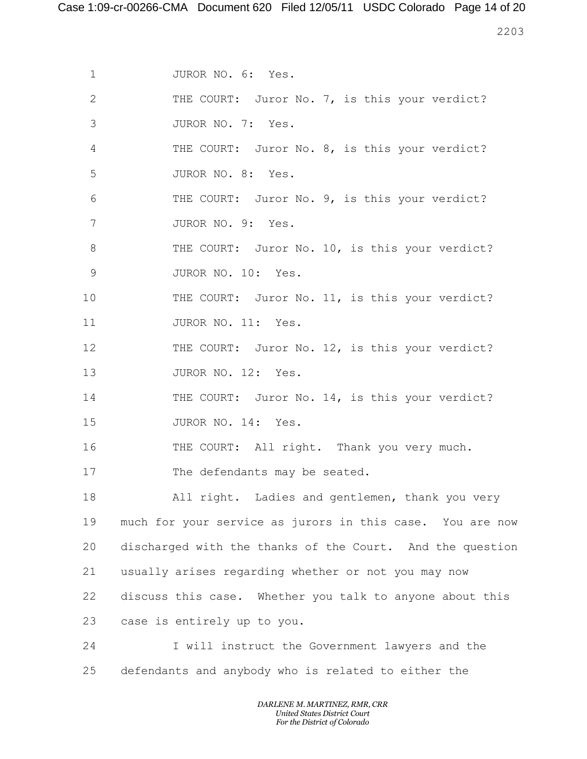JUROR NO. 6: Yes.

THE COURT: Juror No. 7, is this your verdict?

JUROR NO. 7: Yes.

THE COURT: Juror No. 8, is this your verdict?

JUROR NO. 8: Yes.

THE COURT: Juror No. 9, is this your verdict?

JUROR NO. 9: Yes.

THE COURT: Juror No. 10, is this your verdict?

JUROR NO. 10: Yes.

THE COURT: Juror No. 11, is this your verdict?

JUROR NO. 11: Yes.

THE COURT: Juror No. 12, is this your verdict?

JUROR NO. 12: Yes.

THE COURT: Juror No. 14, is this your verdict?

JUROR NO. 14: Yes.

THE COURT: All right. Thank you very much.

The defendants may be seated.

All right. Ladies and gentlemen, thank you very much for your service as jurors in this case. You are now discharged with the thanks of the Court. And the question usually arises regarding whether or not you may now discuss this case. Whether you talk to anyone about this case is entirely up to you.

I will instruct the Government lawyers and the defendants and anybody who is related to either the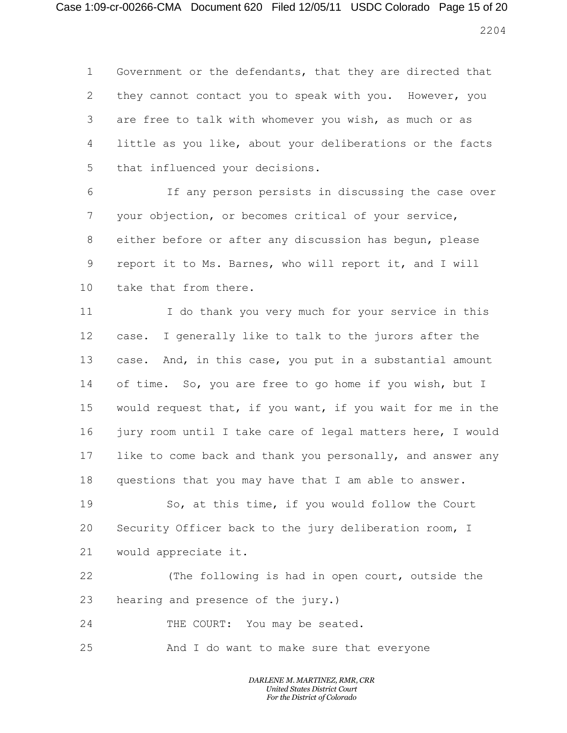Government or the defendants, that they are directed that they cannot contact you to speak with you. However, you are free to talk with whomever you wish, as much or as little as you like, about your deliberations or the facts that influenced your decisions.

If any person persists in discussing the case over your objection, or becomes critical of your service, either before or after any discussion has begun, please report it to Ms. Barnes, who will report it, and I will take that from there.

I do thank you very much for your service in this case. I generally like to talk to the jurors after the case. And, in this case, you put in a substantial amount of time. So, you are free to go home if you wish, but I would request that, if you want, if you wait for me in the jury room until I take care of legal matters here, I would like to come back and thank you personally, and answer any questions that you may have that I am able to answer.

So, at this time, if you would follow the Court Security Officer back to the jury deliberation room, I would appreciate it.

(The following is had in open court, outside the hearing and presence of the jury.)

THE COURT: You may be seated.

And I do want to make sure that everyone

*DARLENE M. MARTINEZ, RMR, CRR*
*United States District Court*
*For the District of Colorado*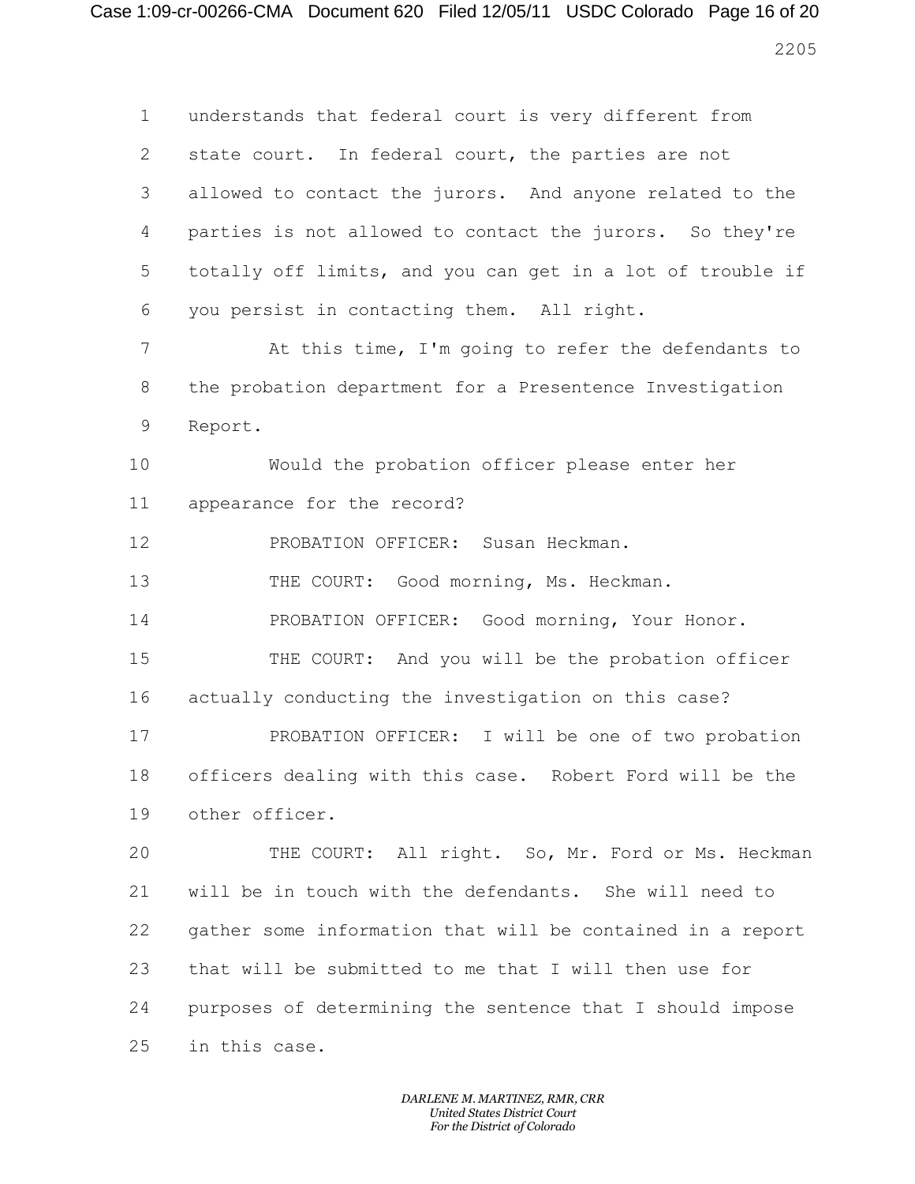1 understands that federal court is very different from
2 state court. In federal court, the parties are not
3 allowed to contact the jurors. And anyone related to the
4 parties is not allowed to contact the jurors. So they're
5 totally off limits, and you can get in a lot of trouble if
6 you persist in contacting them. All right.

7 At this time, I'm going to refer the defendants to
8 the probation department for a Presentence Investigation
9 Report.

10 Would the probation officer please enter her
11 appearance for the record?

12 PROBATION OFFICER: Susan Heckman.

13 THE COURT: Good morning, Ms. Heckman.

14 PROBATION OFFICER: Good morning, Your Honor.

15 THE COURT: And you will be the probation officer
16 actually conducting the investigation on this case?

17 PROBATION OFFICER: I will be one of two probation
18 officers dealing with this case. Robert Ford will be the
19 other officer.

20 THE COURT: All right. So, Mr. Ford or Ms. Heckman
21 will be in touch with the defendants. She will need to
22 gather some information that will be contained in a report
23 that will be submitted to me that I will then use for
24 purposes of determining the sentence that I should impose
25 in this case.

*DARLENE M. MARTINEZ, RMR, CRR*
*United States District Court*
*For the District of Colorado*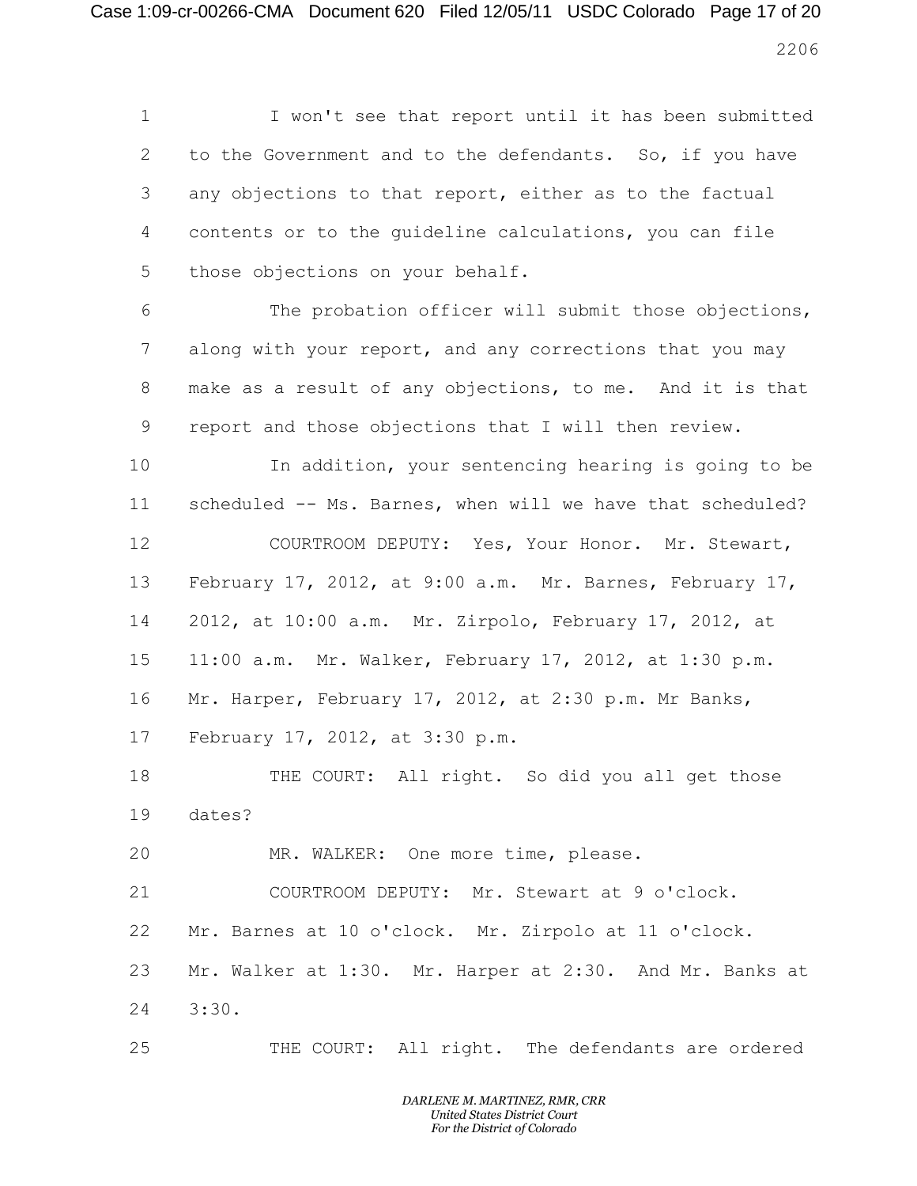1 I won't see that report until it has been submitted
2 to the Government and to the defendants. So, if you have
3 any objections to that report, either as to the factual
4 contents or to the guideline calculations, you can file
5 those objections on your behalf.

6 The probation officer will submit those objections,
7 along with your report, and any corrections that you may
8 make as a result of any objections, to me. And it is that
9 report and those objections that I will then review.

10 In addition, your sentencing hearing is going to be
11 scheduled -- Ms. Barnes, when will we have that scheduled?

12 COURTROOM DEPUTY: Yes, Your Honor. Mr. Stewart,
13 February 17, 2012, at 9:00 a.m. Mr. Barnes, February 17,
14 2012, at 10:00 a.m. Mr. Zirpolo, February 17, 2012, at
15 11:00 a.m. Mr. Walker, February 17, 2012, at 1:30 p.m.
16 Mr. Harper, February 17, 2012, at 2:30 p.m. Mr Banks,
17 February 17, 2012, at 3:30 p.m.

18 THE COURT: All right. So did you all get those
19 dates?

20 MR. WALKER: One more time, please.

21 COURTROOM DEPUTY: Mr. Stewart at 9 o'clock.
22 Mr. Barnes at 10 o'clock. Mr. Zirpolo at 11 o'clock.
23 Mr. Walker at 1:30. Mr. Harper at 2:30. And Mr. Banks at
24 3:30.

25 THE COURT: All right. The defendants are ordered

*DARLENE M. MARTINEZ, RMR, CRR*
*United States District Court*
*For the District of Colorado*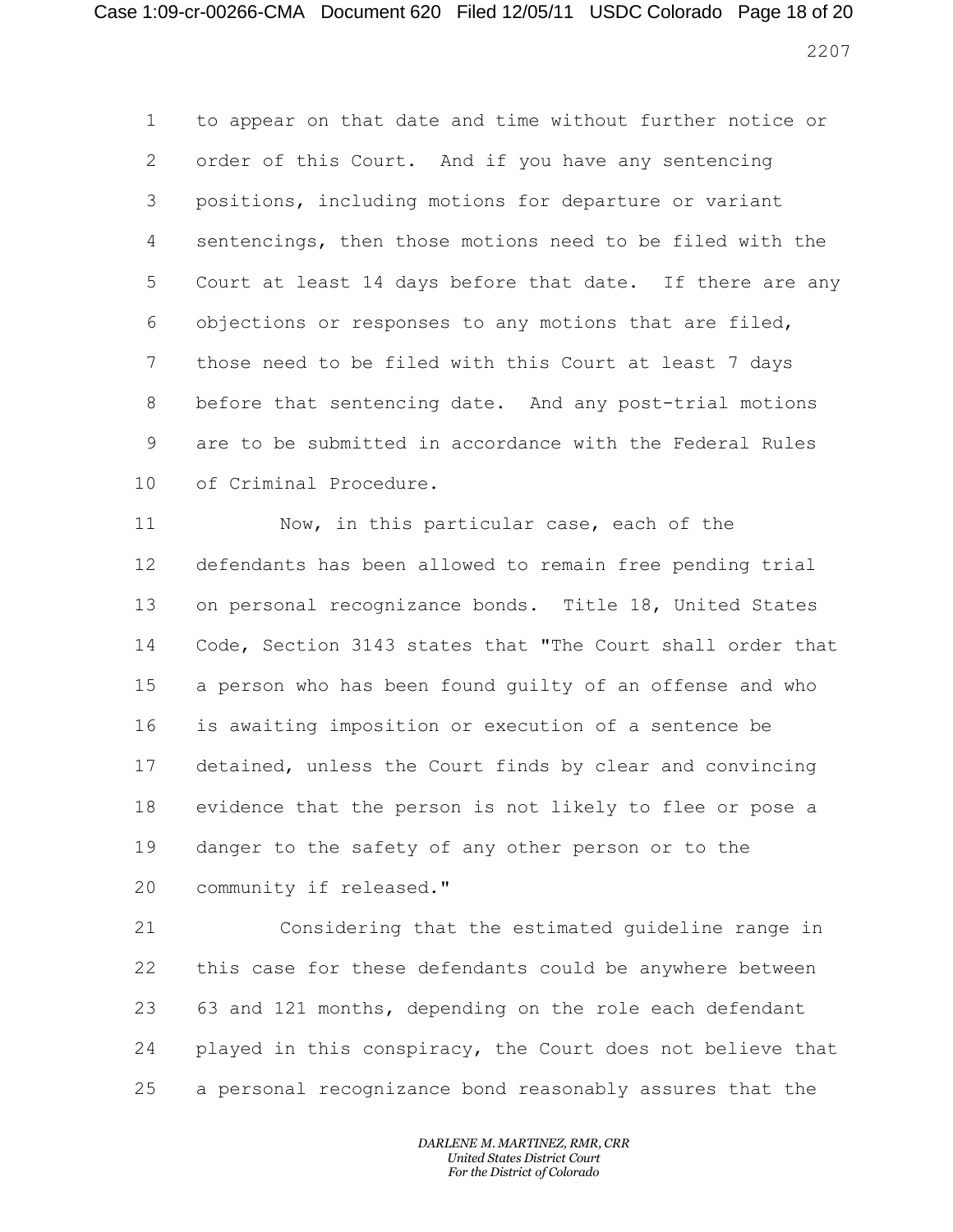to appear on that date and time without further notice or order of this Court. And if you have any sentencing positions, including motions for departure or variant sentencings, then those motions need to be filed with the Court at least 14 days before that date. If there are any objections or responses to any motions that are filed, those need to be filed with this Court at least 7 days before that sentencing date. And any post-trial motions are to be submitted in accordance with the Federal Rules of Criminal Procedure.

Now, in this particular case, each of the defendants has been allowed to remain free pending trial on personal recognizance bonds. Title 18, United States Code, Section 3143 states that "The Court shall order that a person who has been found guilty of an offense and who is awaiting imposition or execution of a sentence be detained, unless the Court finds by clear and convincing evidence that the person is not likely to flee or pose a danger to the safety of any other person or to the community if released."

Considering that the estimated guideline range in this case for these defendants could be anywhere between 63 and 121 months, depending on the role each defendant played in this conspiracy, the Court does not believe that a personal recognizance bond reasonably assures that the

*DARLENE M. MARTINEZ, RMR, CRR*
*United States District Court*
*For the District of Colorado*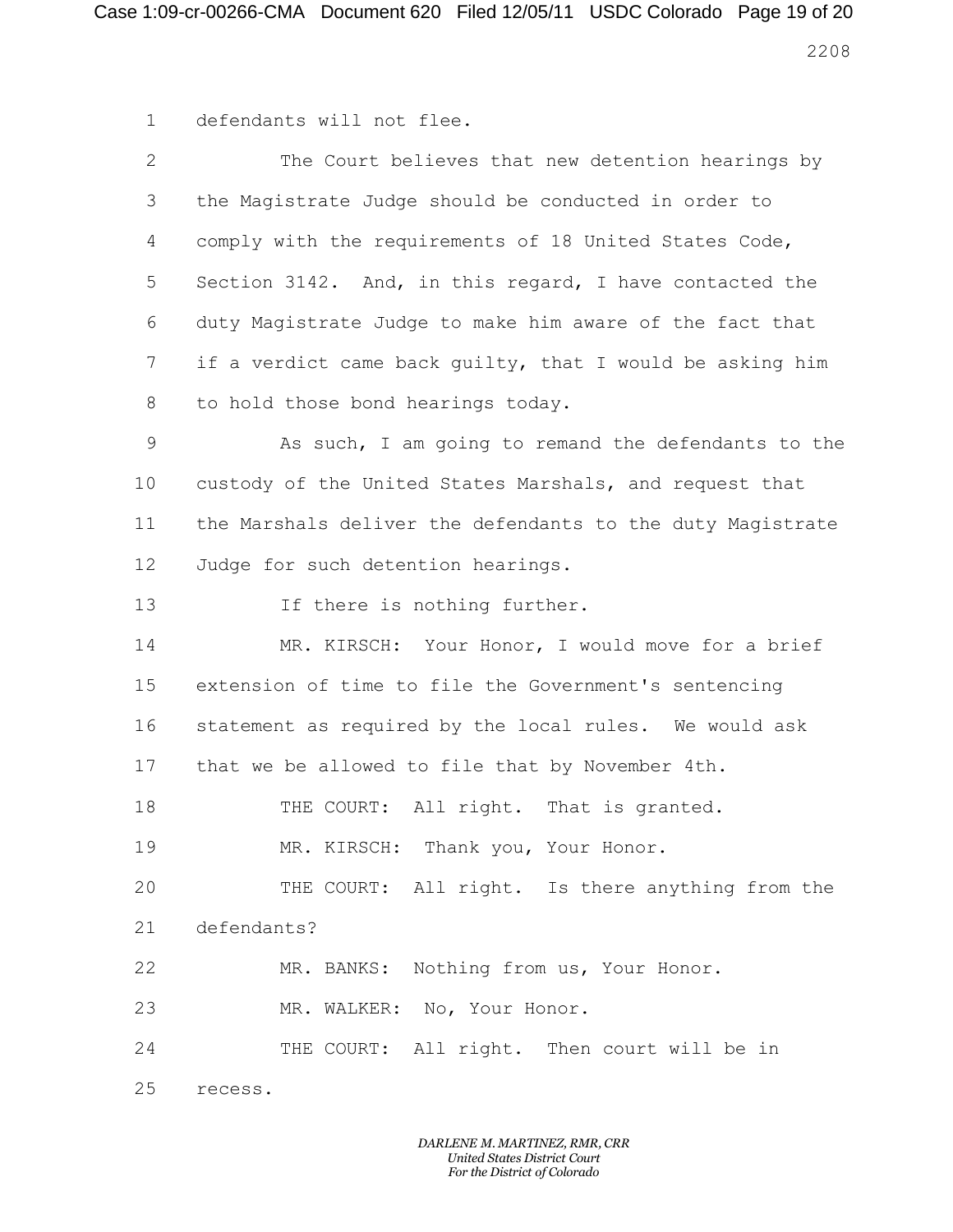defendants will not flee.

The Court believes that new detention hearings by the Magistrate Judge should be conducted in order to comply with the requirements of 18 United States Code, Section 3142. And, in this regard, I have contacted the duty Magistrate Judge to make him aware of the fact that if a verdict came back guilty, that I would be asking him to hold those bond hearings today.

As such, I am going to remand the defendants to the custody of the United States Marshals, and request that the Marshals deliver the defendants to the duty Magistrate Judge for such detention hearings.

If there is nothing further.

MR. KIRSCH: Your Honor, I would move for a brief extension of time to file the Government's sentencing statement as required by the local rules. We would ask that we be allowed to file that by November 4th.

THE COURT: All right. That is granted.

MR. KIRSCH: Thank you, Your Honor.

THE COURT: All right. Is there anything from the defendants?

MR. BANKS: Nothing from us, Your Honor.

MR. WALKER: No, Your Honor.

THE COURT: All right. Then court will be in recess.

*DARLENE M. MARTINEZ, RMR, CRR*
*United States District Court*
*For the District of Colorado*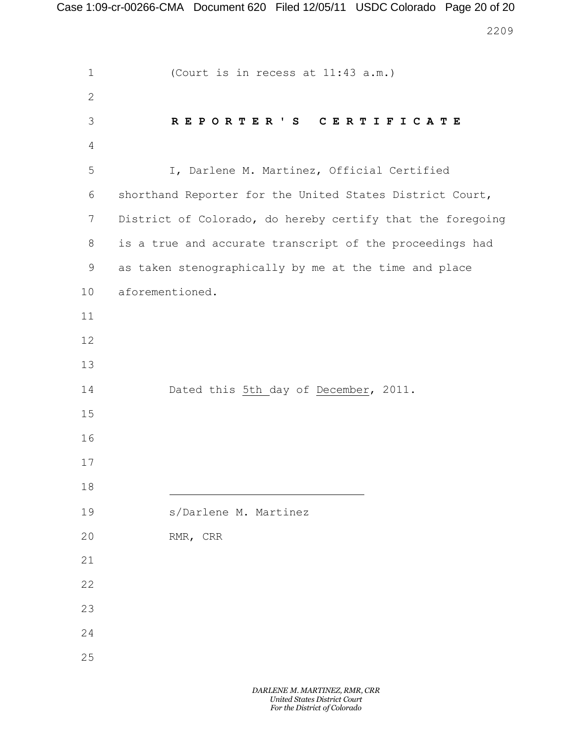(Court is in recess at 11:43 a.m.)

**R E P O R T E R ' S C E R T I F I C A T E**

I, Darlene M. Martinez, Official Certified shorthand Reporter for the United States District Court, District of Colorado, do hereby certify that the foregoing is a true and accurate transcript of the proceedings had as taken stenographically by me at the time and place aforementioned.

Dated this 5th day of December, 2011.

\_\_\_\_\_\_\_\_\_\_\_\_\_\_\_\_\_\_\_\_\_\_\_\_\_\_\_\_\_\_\_\_

s/Darlene M. Martinez

RMR, CRR

*DARLENE M. MARTINEZ, RMR, CRR*
*United States District Court*
*For the District of Colorado*